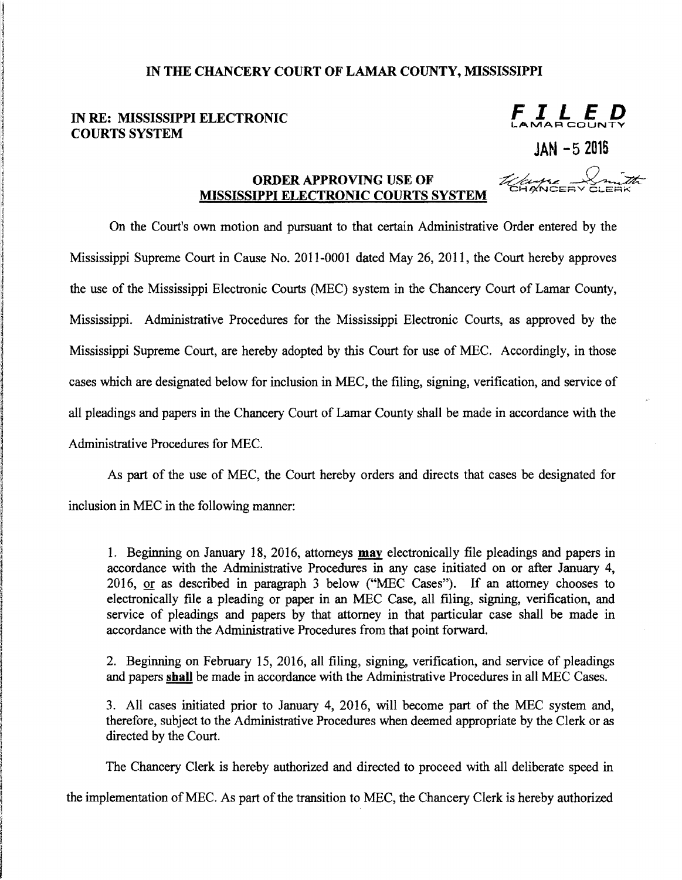**IN THE CHANCERY COURT OF LAMAR COUNTY, MISSISSIPPI**

**IN RE: MISSISSIPPI ELECTRONIC COURTS SYSTEM**

**FILED**
LAMAR COUNTY

JAN - 5 2016

CHANCERY CLERK

**ORDER APPROVING USE OF MISSISSIPPI ELECTRONIC COURTS SYSTEM**

On the Court's own motion and pursuant to that certain Administrative Order entered by the Mississippi Supreme Court in Cause No. 2011-0001 dated May 26, 2011, the Court hereby approves the use of the Mississippi Electronic Courts (MEC) system in the Chancery Court of Lamar County, Mississippi. Administrative Procedures for the Mississippi Electronic Courts, as approved by the Mississippi Supreme Court, are hereby adopted by this Court for use of MEC. Accordingly, in those cases which are designated below for inclusion in MEC, the filing, signing, verification, and service of all pleadings and papers in the Chancery Court of Lamar County shall be made in accordance with the Administrative Procedures for MEC.

As part of the use of MEC, the Court hereby orders and directs that cases be designated for inclusion in MEC in the following manner:

1. Beginning on January 18, 2016, attorneys **may** electronically file pleadings and papers in accordance with the Administrative Procedures in any case initiated on or after January 4, 2016, or as described in paragraph 3 below ("MEC Cases"). If an attorney chooses to electronically file a pleading or paper in an MEC Case, all filing, signing, verification, and service of pleadings and papers by that attorney in that particular case shall be made in accordance with the Administrative Procedures from that point forward.

2. Beginning on February 15, 2016, all filing, signing, verification, and service of pleadings and papers **shall** be made in accordance with the Administrative Procedures in all MEC Cases.

3. All cases initiated prior to January 4, 2016, will become part of the MEC system and, therefore, subject to the Administrative Procedures when deemed appropriate by the Clerk or as directed by the Court.

The Chancery Clerk is hereby authorized and directed to proceed with all deliberate speed in the implementation of MEC. As part of the transition to MEC, the Chancery Clerk is hereby authorized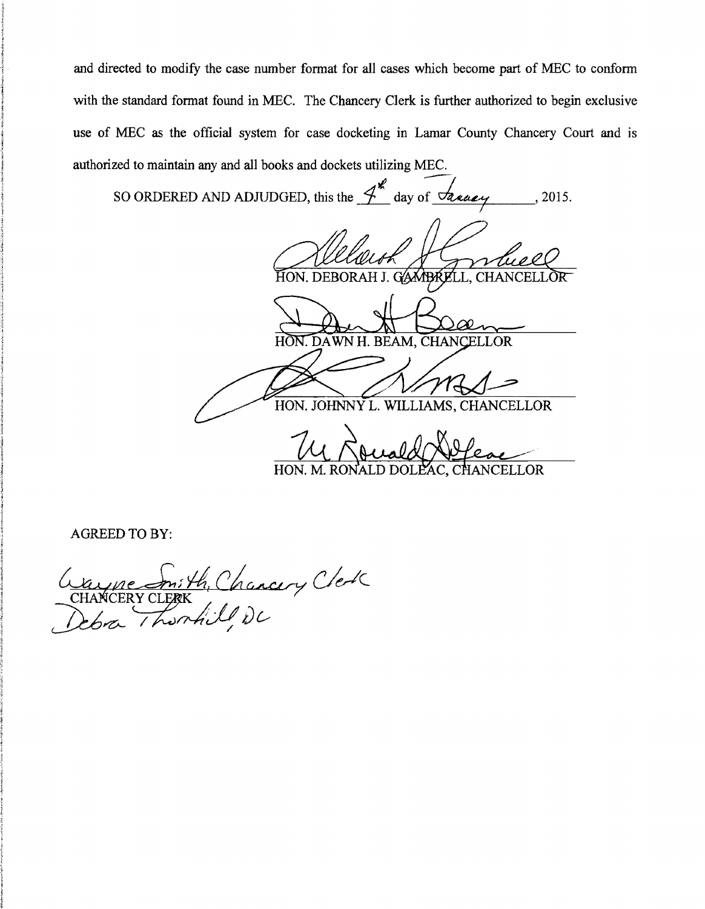and directed to modify the case number format for all cases which become part of MEC to conform with the standard format found in MEC. The Chancery Clerk is further authorized to begin exclusive use of MEC as the official system for case docketing in Lamar County Chancery Court and is authorized to maintain any and all books and dockets utilizing MEC.

SO ORDERED AND ADJUDGED, this the 4th day of January, 2015.

HON. DEBORAH J. GAMBRELL, CHANCELLOR

HON. DAWN H. BEAM, CHANCELLOR

HON. JOHNNY L. WILLIAMS, CHANCELLOR

HON. M. RONALD DOLEAC, CHANCELLOR

AGREED TO BY:

Wayne Smith, Chancery Clerk

CHANCERY CLERK

Debra Thornhill, DC